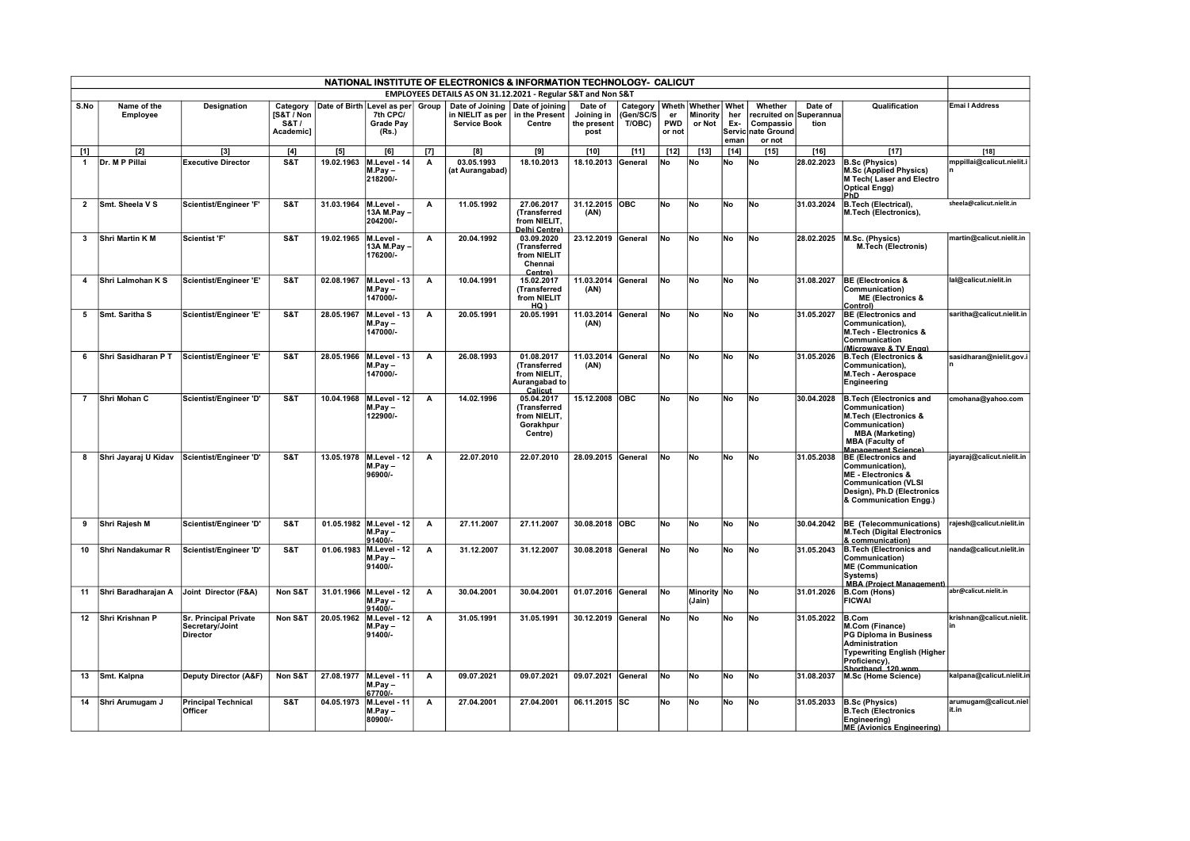# NATIONAL INSTITUTE OF ELECTRONICS & INFORMATION TECHNOLOGY- CALICUT

## EMPLOYEES DETAILS AS ON 31.12.2021 - Regular S&T and Non S&T

| S.No | Name of the Employee | Designation | Category [S&T / Non S&T / Academic] | Date of Birth | Level as per 7th CPC/ Grade Pay (Rs.) | Group | Date of Joining in NIELIT as per Service Book | Date of joining in the Present Centre | Date of Joining in the present post | Category (Gen/SC/ST/OBC) | Whether PWD or not | Whether Minority or Not | Whether Ex-Serviceman | Whether recruited on Compassionate Ground or not | Date of Superannuation | Qualification | Emai l Address |
|---|---|---|---|---|---|---|---|---|---|---|---|---|---|---|---|---|---|
| [1] | [2] | [3] | [4] | [5] | [6] | [7] | [8] | [9] | [10] | [11] | [12] | [13] | [14] | [15] | [16] | [17] | [18] |
| 1 | Dr. M P Pillai | Executive Director | S&T | 19.02.1963 | M.Level - 14 M.Pay – 218200/- | A | 03.05.1993 (at Aurangabad) | 18.10.2013 | 18.10.2013 | General | No | No | No | No | 28.02.2023 | B.Sc (Physics) M.Sc (Applied Physics) M Tech( Laser and Electro Optical Engg) PhD | mppillai@calicut.nielit.in |
| 2 | Smt. Sheela V S | Scientist/Engineer 'F' | S&T | 31.03.1964 | M.Level - 13A M.Pay – 204200/- | A | 11.05.1992 | 27.06.2017 (Transferred from NIELIT, Delhi Centre) | 31.12.2015 (AN) | OBC | No | No | No | No | 31.03.2024 | B.Tech (Electrical), M.Tech (Electronics), | sheela@calicut.nielit.in |
| 3 | Shri Martin K M | Scientist 'F' | S&T | 19.02.1965 | M.Level - 13A M.Pay – 176200/- | A | 20.04.1992 | 03.09.2020 (Transferred from NIELIT Chennai Centre) | 23.12.2019 | General | No | No | No | No | 28.02.2025 | M.Sc. (Physics) M.Tech (Electronis) | martin@calicut.nielit.in |
| 4 | Shri Lalmohan K S | Scientist/Engineer 'E' | S&T | 02.08.1967 | M.Level - 13 M.Pay – 147000/- | A | 10.04.1991 | 15.02.2017 (Transferred from NIELIT HQ ) | 11.03.2014 (AN) | General | No | No | No | No | 31.08.2027 | BE (Electronics & Communication) ME (Electronics & Control) | lal@calicut.nielit.in |
| 5 | Smt. Saritha S | Scientist/Engineer 'E' | S&T | 28.05.1967 | M.Level - 13 M.Pay – 147000/- | A | 20.05.1991 | 20.05.1991 | 11.03.2014 (AN) | General | No | No | No | No | 31.05.2027 | BE (Electronics and Communication), M.Tech - Electronics & Communication (Microwave & TV Engg) | saritha@calicut.nielit.in |
| 6 | Shri Sasidharan P T | Scientist/Engineer 'E' | S&T | 28.05.1966 | M.Level - 13 M.Pay – 147000/- | A | 26.08.1993 | 01.08.2017 (Transferred from NIELIT, Aurangabad to Calicut | 11.03.2014 (AN) | General | No | No | No | No | 31.05.2026 | B.Tech (Electronics & Communication), M.Tech - Aerospace Engineering | sasidharan@nielit.gov.in |
| 7 | Shri Mohan C | Scientist/Engineer 'D' | S&T | 10.04.1968 | M.Level - 12 M.Pay – 122900/- | A | 14.02.1996 | 05.04.2017 (Transferred from NIELIT, Gorakhpur Centre) | 15.12.2008 | OBC | No | No | No | No | 30.04.2028 | B.Tech (Electronics and Communication) M.Tech (Electronics & Communication) MBA (Marketing) MBA (Faculty of Management Science) | cmohana@yahoo.com |
| 8 | Shri Jayaraj U Kidav | Scientist/Engineer 'D' | S&T | 13.05.1978 | M.Level - 12 M.Pay – 96900/- | A | 22.07.2010 | 22.07.2010 | 28.09.2015 | General | No | No | No | No | 31.05.2038 | BE (Electronics and Communication), ME - Electronics & Communication (VLSI Design), Ph.D (Electronics & Communication Engg.) | jayaraj@calicut.nielit.in |
| 9 | Shri Rajesh M | Scientist/Engineer 'D' | S&T | 01.05.1982 | M.Level - 12 M.Pay – 91400/- | A | 27.11.2007 | 27.11.2007 | 30.08.2018 | OBC | No | No | No | No | 30.04.2042 | BE (Telecommunications) M.Tech (Digital Electronics & communication) | rajesh@calicut.nielit.in |
| 10 | Shri Nandakumar R | Scientist/Engineer 'D' | S&T | 01.06.1983 | M.Level - 12 M.Pay – 91400/- | A | 31.12.2007 | 31.12.2007 | 30.08.2018 | General | No | No | No | No | 31.05.2043 | B.Tech (Electronics and Communication) ME (Communication Systems) MBA (Project Management) | nanda@calicut.nielit.in |
| 11 | Shri Baradharajan A | Joint Director (F&A) | Non S&T | 31.01.1966 | M.Level - 12 M.Pay – 91400/- | A | 30.04.2001 | 30.04.2001 | 01.07.2016 | General | No | Minority (Jain) | No | No | 31.01.2026 | B.Com (Hons) FICWAI | abr@calicut.nielit.in |
| 12 | Shri Krishnan P | Sr. Principal Private Secretary/Joint Director | Non S&T | 20.05.1962 | M.Level - 12 M.Pay – 91400/- | A | 31.05.1991 | 31.05.1991 | 30.12.2019 | General | No | No | No | No | 31.05.2022 | B.Com M.Com (Finance) PG Diploma in Business Administration Typewriting English (Higher Proficiency), Shorthand 120 wpm | krishnan@calicut.nielit.in |
| 13 | Smt. Kalpna | Deputy Director (A&F) | Non S&T | 27.08.1977 | M.Level - 11 M.Pay – 67700/- | A | 09.07.2021 | 09.07.2021 | 09.07.2021 | General | No | No | No | No | 31.08.2037 | M.Sc (Home Science) | kalpana@calicut.nielit.in |
| 14 | Shri Arumugam J | Principal Technical Officer | S&T | 04.05.1973 | M.Level - 11 M.Pay – 80900/- | A | 27.04.2001 | 27.04.2001 | 06.11.2015 | SC | No | No | No | No | 31.05.2033 | B.Sc (Physics) B.Tech (Electronics Engineering) ME (Avionics Engineering) | arumugam@calicut.nielit.in |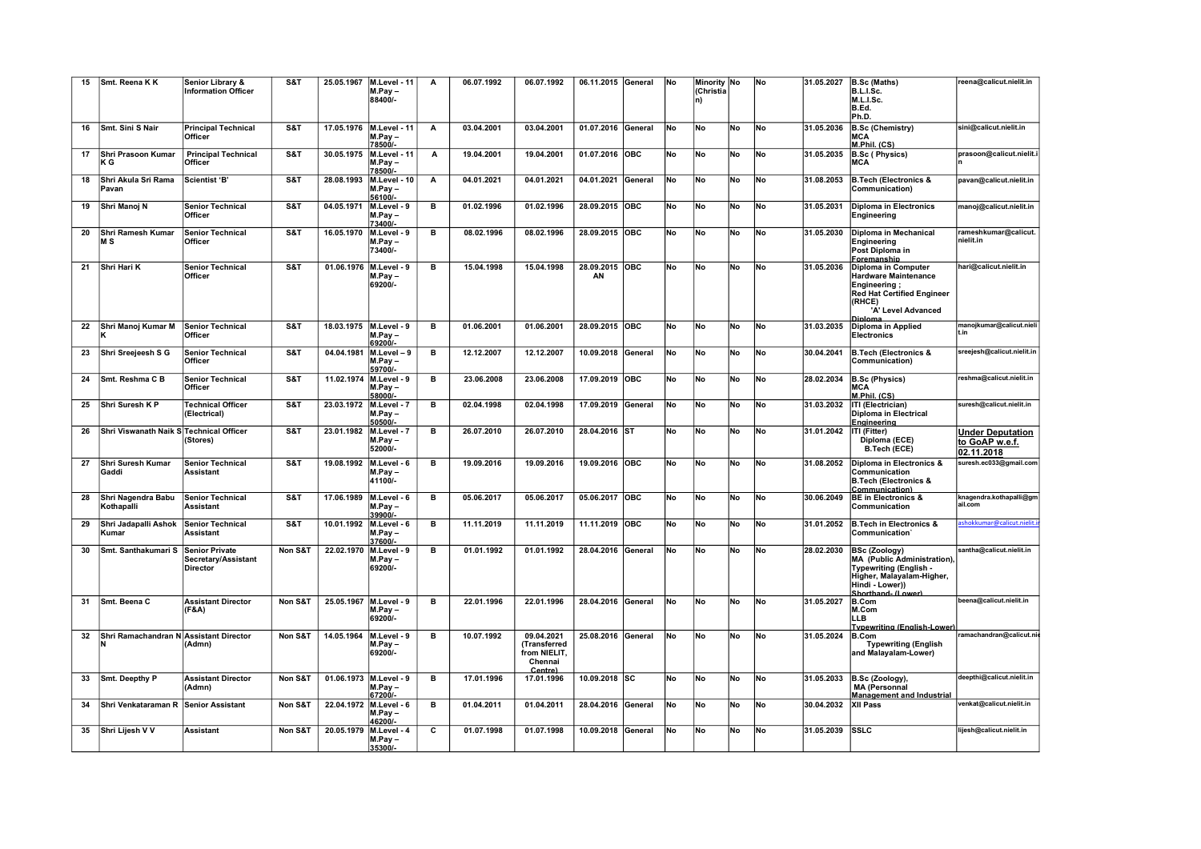| 15 | Smt. Reena K K | Senior Library & Information Officer | S&T | 25.05.1967 | M.Level - 11 M.Pay – 88400/- | A | 06.07.1992 | 06.07.1992 | 06.11.2015 | General | No | Minority (Christian) | No | No | 31.05.2027 | B.Sc (Maths) B.L.I.Sc. M.L.I.Sc. B.Ed. Ph.D. | reena@calicut.nielit.in |
|---|---|---|---|---|---|---|---|---|---|---|---|---|---|---|---|---|---|
| 16 | Smt. Sini S Nair | Principal Technical Officer | S&T | 17.05.1976 | M.Level - 11 M.Pay – 78500/- | A | 03.04.2001 | 03.04.2001 | 01.07.2016 | General | No | No | No | No | 31.05.2036 | B.Sc (Chemistry) MCA M.Phil. (CS) | sini@calicut.nielit.in |
| 17 | Shri Prasoon Kumar K G | Principal Technical Officer | S&T | 30.05.1975 | M.Level - 11 M.Pay – 78500/- | A | 19.04.2001 | 19.04.2001 | 01.07.2016 | OBC | No | No | No | No | 31.05.2035 | B.Sc ( Physics) MCA | prasoon@calicut.nielit.in |
| 18 | Shri Akula Sri Rama Pavan | Scientist 'B' | S&T | 28.08.1993 | M.Level - 10 M.Pay – 56100/- | A | 04.01.2021 | 04.01.2021 | 04.01.2021 | General | No | No | No | No | 31.08.2053 | B.Tech (Electronics & Communication) | pavan@calicut.nielit.in |
| 19 | Shri Manoj N | Senior Technical Officer | S&T | 04.05.1971 | M.Level - 9 M.Pay – 73400/- | B | 01.02.1996 | 01.02.1996 | 28.09.2015 | OBC | No | No | No | No | 31.05.2031 | Diploma in Electronics Engineering | manoj@calicut.nielit.in |
| 20 | Shri Ramesh Kumar M S | Senior Technical Officer | S&T | 16.05.1970 | M.Level - 9 M.Pay – 73400/- | B | 08.02.1996 | 08.02.1996 | 28.09.2015 | OBC | No | No | No | No | 31.05.2030 | Diploma in Mechanical Engineering Post Diploma in Foremanship | rameshkumar@calicut.nielit.in |
| 21 | Shri Hari K | Senior Technical Officer | S&T | 01.06.1976 | M.Level - 9 M.Pay – 69200/- | B | 15.04.1998 | 15.04.1998 | 28.09.2015 AN | OBC | No | No | No | No | 31.05.2036 | Diploma in Computer Hardware Maintenance Engineering ; Red Hat Certified Engineer (RHCE) 'A' Level Advanced Diploma | hari@calicut.nielit.in |
| 22 | Shri Manoj Kumar M K | Senior Technical Officer | S&T | 18.03.1975 | M.Level - 9 M.Pay – 69200/- | B | 01.06.2001 | 01.06.2001 | 28.09.2015 | OBC | No | No | No | No | 31.03.2035 | Diploma in Applied Electronics | manojkumar@calicut.nielit.in |
| 23 | Shri Sreejeesh S G | Senior Technical Officer | S&T | 04.04.1981 | M.Level – 9 M.Pay – 59700/- | B | 12.12.2007 | 12.12.2007 | 10.09.2018 | General | No | No | No | No | 30.04.2041 | B.Tech (Electronics & Communication) | sreejesh@calicut.nielit.in |
| 24 | Smt. Reshma C B | Senior Technical Officer | S&T | 11.02.1974 | M.Level - 9 M.Pay – 58000/- | B | 23.06.2008 | 23.06.2008 | 17.09.2019 | OBC | No | No | No | No | 28.02.2034 | B.Sc (Physics) MCA M.Phil. (CS) | reshma@calicut.nielit.in |
| 25 | Shri Suresh K P | Technical Officer (Electrical) | S&T | 23.03.1972 | M.Level - 7 M.Pay – 50500/- | B | 02.04.1998 | 02.04.1998 | 17.09.2019 | General | No | No | No | No | 31.03.2032 | ITI (Electrician) Diploma in Electrical Engineering | suresh@calicut.nielit.in |
| 26 | Shri Viswanath Naik S | Technical Officer (Stores) | S&T | 23.01.1982 | M.Level - 7 M.Pay – 52000/- | B | 26.07.2010 | 26.07.2010 | 28.04.2016 | ST | No | No | No | No | 31.01.2042 | ITI (Fitter) Diploma (ECE) B.Tech (ECE) | **Under Deputation to GoAP w.e.f. 02.11.2018** |
| 27 | Shri Suresh Kumar Gaddi | Senior Technical Assistant | S&T | 19.08.1992 | M.Level - 6 M.Pay – 41100/- | B | 19.09.2016 | 19.09.2016 | 19.09.2016 | OBC | No | No | No | No | 31.08.2052 | Diploma in Electronics & Communication B.Tech (Electronics & Communication) | suresh.ec033@gmail.com |
| 28 | Shri Nagendra Babu Kothapalli | Senior Technical Assistant | S&T | 17.06.1989 | M.Level - 6 M.Pay – 39900/- | B | 05.06.2017 | 05.06.2017 | 05.06.2017 | OBC | No | No | No | No | 30.06.2049 | BE in Electronics & Communication | knagendra.kothapalli@gmail.com |
| 29 | Shri Jadapalli Ashok Kumar | Senior Technical Assistant | S&T | 10.01.1992 | M.Level - 6 M.Pay – 37600/- | B | 11.11.2019 | 11.11.2019 | 11.11.2019 | OBC | No | No | No | No | 31.01.2052 | B.Tech in Electronics & Communication` | ashokkumar@calicut.nielit.in |
| 30 | Smt. Santhakumari S | Senior Private Secretary/Assistant Director | Non S&T | 22.02.1970 | M.Level - 9 M.Pay – 69200/- | B | 01.01.1992 | 01.01.1992 | 28.04.2016 | General | No | No | No | No | 28.02.2030 | BSc (Zoology) MA (Public Administration), Typewriting (English - Higher, Malayalam-Higher, Hindi - Lower)) Shorthand- (Lower) | santha@calicut.nielit.in |
| 31 | Smt. Beena C | Assistant Director (F&A) | Non S&T | 25.05.1967 | M.Level - 9 M.Pay – 69200/- | B | 22.01.1996 | 22.01.1996 | 28.04.2016 | General | No | No | No | No | 31.05.2027 | B.Com M.Com LLB Typewriting (English-Lower) | beena@calicut.nielit.in |
| 32 | Shri Ramachandran N N | Assistant Director (Admn) | Non S&T | 14.05.1964 | M.Level - 9 M.Pay – 69200/- | B | 10.07.1992 | 09.04.2021 (Transferred from NIELIT, Chennai Centre) | 25.08.2016 | General | No | No | No | No | 31.05.2024 | B.Com Typewriting (English and Malayalam-Lower) | ramachandran@calicut.nie |
| 33 | Smt. Deepthy P | Assistant Director (Admn) | Non S&T | 01.06.1973 | M.Level - 9 M.Pay – 67200/- | B | 17.01.1996 | 17.01.1996 | 10.09.2018 | SC | No | No | No | No | 31.05.2033 | B.Sc (Zoology), MA (Personnal Management and Industrial | deepthi@calicut.nielit.in |
| 34 | Shri Venkataraman R | Senior Assistant | Non S&T | 22.04.1972 | M.Level - 6 M.Pay – 46200/- | B | 01.04.2011 | 01.04.2011 | 28.04.2016 | General | No | No | No | No | 30.04.2032 | XII Pass | venkat@calicut.nielit.in |
| 35 | Shri Lijesh V V | Assistant | Non S&T | 20.05.1979 | M.Level - 4 M.Pay – 35300/- | C | 01.07.1998 | 01.07.1998 | 10.09.2018 | General | No | No | No | No | 31.05.2039 | SSLC | lijesh@calicut.nielit.in |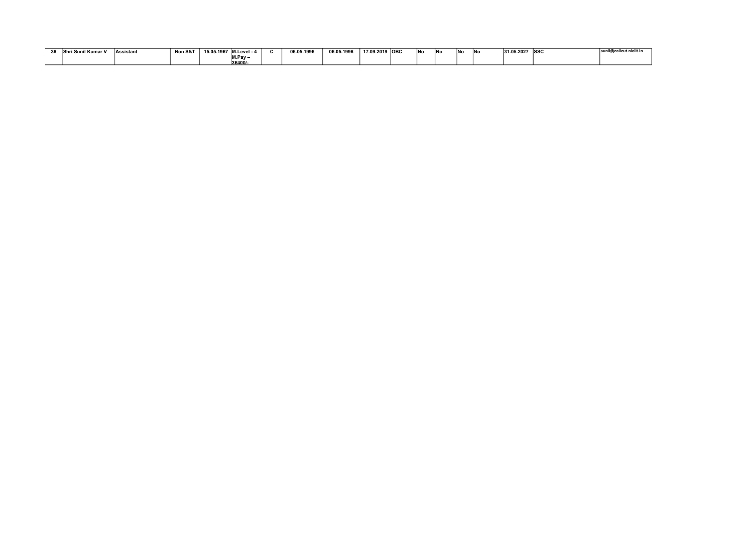| | | | | | | | | | | | | | | | | | | |
|---|---|---|---|---|---|---|---|---|---|---|---|---|---|---|---|---|---|---|
| 36 | Shri Sunil Kumar V | Assistant | Non S&T | 15.05.1967 | M.Level - 4 M.Pay – 36400/- | C | 06.05.1996 | 06.05.1996 | 17.09.2019 | OBC | No | No | No | No | 31.05.2027 | SSC | | sunil@calicut.nielit.in |